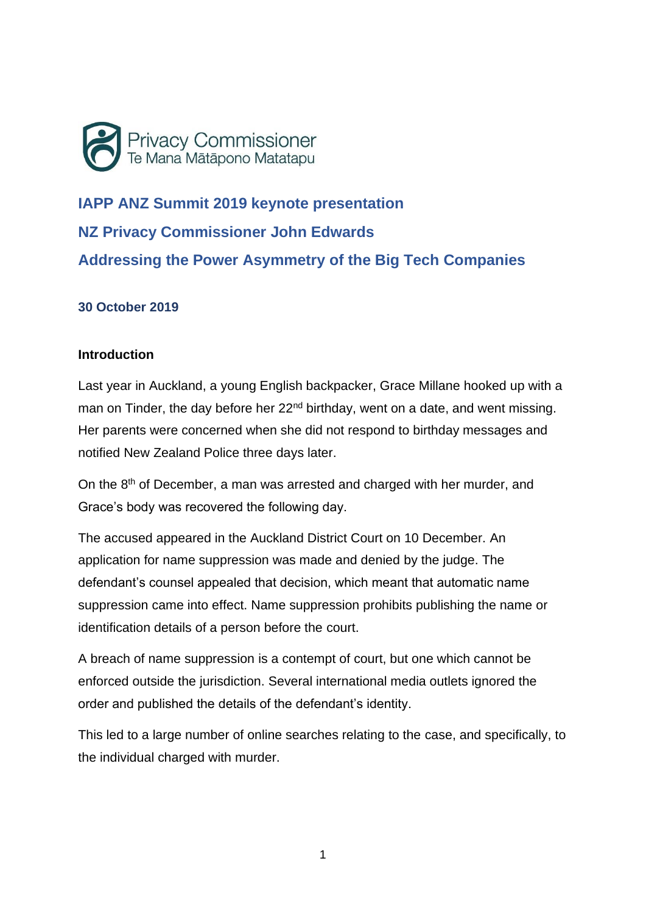Privacy Commissioner
Te Mana Mātāpono Matatapu

# IAPP ANZ Summit 2019 keynote presentation

## NZ Privacy Commissioner John Edwards

## Addressing the Power Asymmetry of the Big Tech Companies

**30 October 2019**

### Introduction

Last year in Auckland, a young English backpacker, Grace Millane hooked up with a man on Tinder, the day before her 22nd birthday, went on a date, and went missing. Her parents were concerned when she did not respond to birthday messages and notified New Zealand Police three days later.

On the 8th of December, a man was arrested and charged with her murder, and Grace's body was recovered the following day.

The accused appeared in the Auckland District Court on 10 December. An application for name suppression was made and denied by the judge. The defendant's counsel appealed that decision, which meant that automatic name suppression came into effect. Name suppression prohibits publishing the name or identification details of a person before the court.

A breach of name suppression is a contempt of court, but one which cannot be enforced outside the jurisdiction. Several international media outlets ignored the order and published the details of the defendant's identity.

This led to a large number of online searches relating to the case, and specifically, to the individual charged with murder.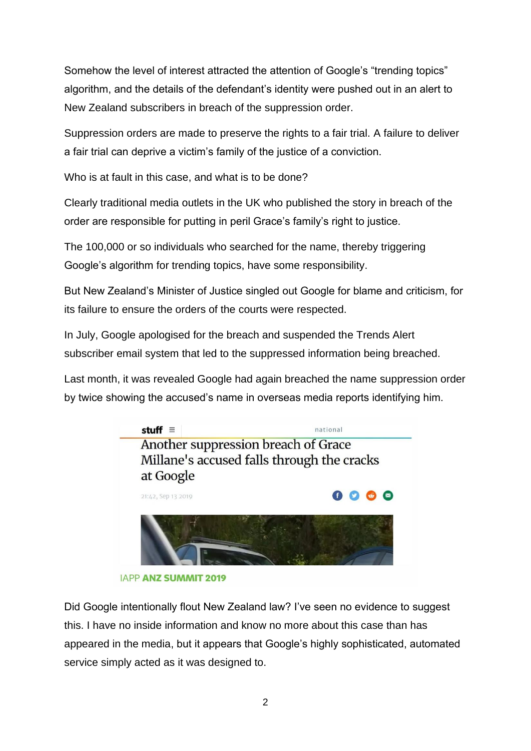Somehow the level of interest attracted the attention of Google's "trending topics" algorithm, and the details of the defendant's identity were pushed out in an alert to New Zealand subscribers in breach of the suppression order.

Suppression orders are made to preserve the rights to a fair trial. A failure to deliver a fair trial can deprive a victim's family of the justice of a conviction.

Who is at fault in this case, and what is to be done?

Clearly traditional media outlets in the UK who published the story in breach of the order are responsible for putting in peril Grace's family's right to justice.

The 100,000 or so individuals who searched for the name, thereby triggering Google's algorithm for trending topics, have some responsibility.

But New Zealand's Minister of Justice singled out Google for blame and criticism, for its failure to ensure the orders of the courts were respected.

In July, Google apologised for the breach and suspended the Trends Alert subscriber email system that led to the suppressed information being breached.

Last month, it was revealed Google had again breached the name suppression order by twice showing the accused's name in overseas media reports identifying him.

stuff ≡ national

Another suppression breach of Grace Millane's accused falls through the cracks at Google

21:42, Sep 13 2019

IAPP **ANZ SUMMIT 2019**

Did Google intentionally flout New Zealand law? I've seen no evidence to suggest this. I have no inside information and know no more about this case than has appeared in the media, but it appears that Google's highly sophisticated, automated service simply acted as it was designed to.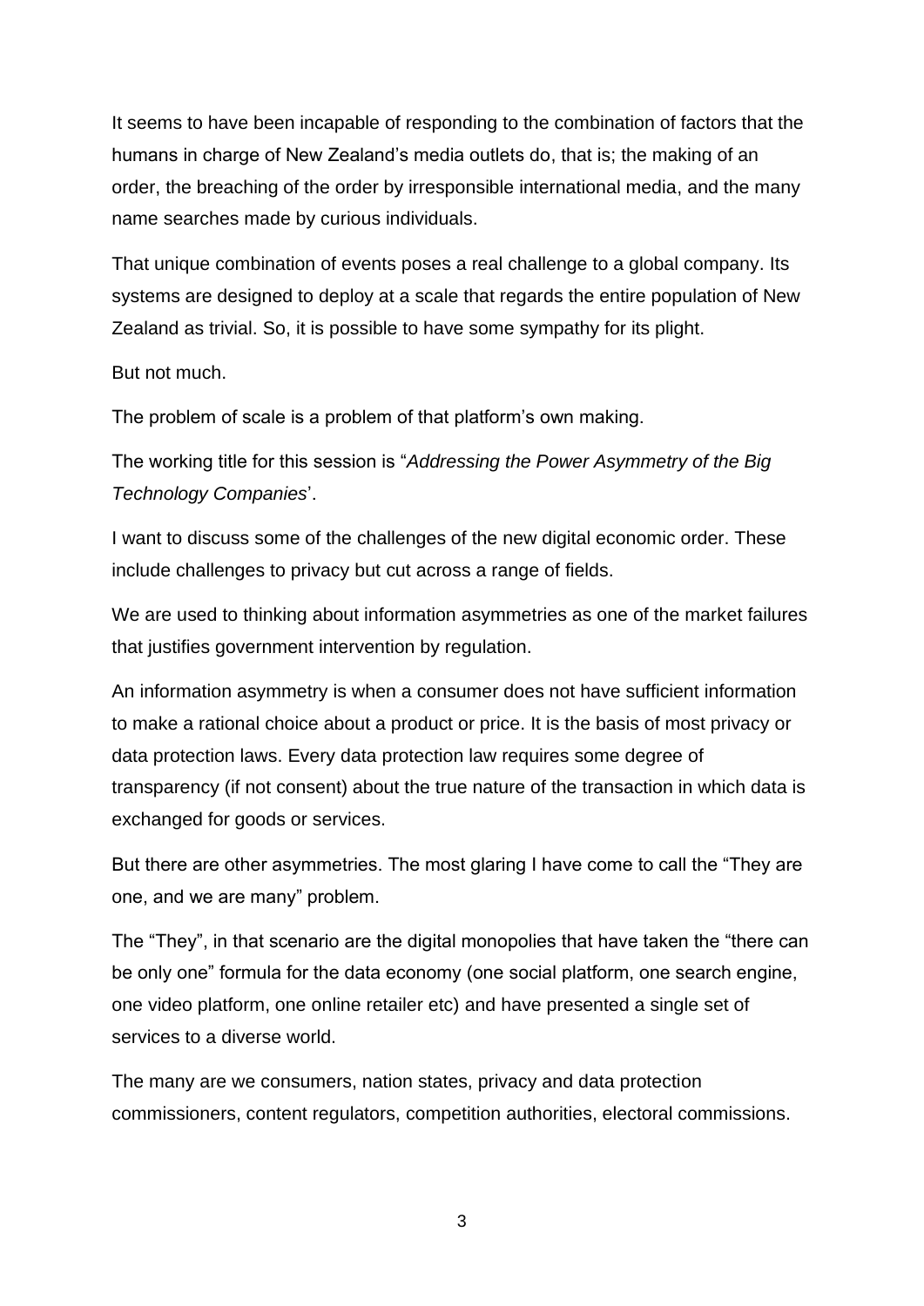It seems to have been incapable of responding to the combination of factors that the humans in charge of New Zealand's media outlets do, that is; the making of an order, the breaching of the order by irresponsible international media, and the many name searches made by curious individuals.

That unique combination of events poses a real challenge to a global company. Its systems are designed to deploy at a scale that regards the entire population of New Zealand as trivial. So, it is possible to have some sympathy for its plight.

But not much.

The problem of scale is a problem of that platform's own making.

The working title for this session is "*Addressing the Power Asymmetry of the Big Technology Companies*'.

I want to discuss some of the challenges of the new digital economic order. These include challenges to privacy but cut across a range of fields.

We are used to thinking about information asymmetries as one of the market failures that justifies government intervention by regulation.

An information asymmetry is when a consumer does not have sufficient information to make a rational choice about a product or price. It is the basis of most privacy or data protection laws. Every data protection law requires some degree of transparency (if not consent) about the true nature of the transaction in which data is exchanged for goods or services.

But there are other asymmetries. The most glaring I have come to call the "They are one, and we are many" problem.

The "They", in that scenario are the digital monopolies that have taken the "there can be only one" formula for the data economy (one social platform, one search engine, one video platform, one online retailer etc) and have presented a single set of services to a diverse world.

The many are we consumers, nation states, privacy and data protection commissioners, content regulators, competition authorities, electoral commissions.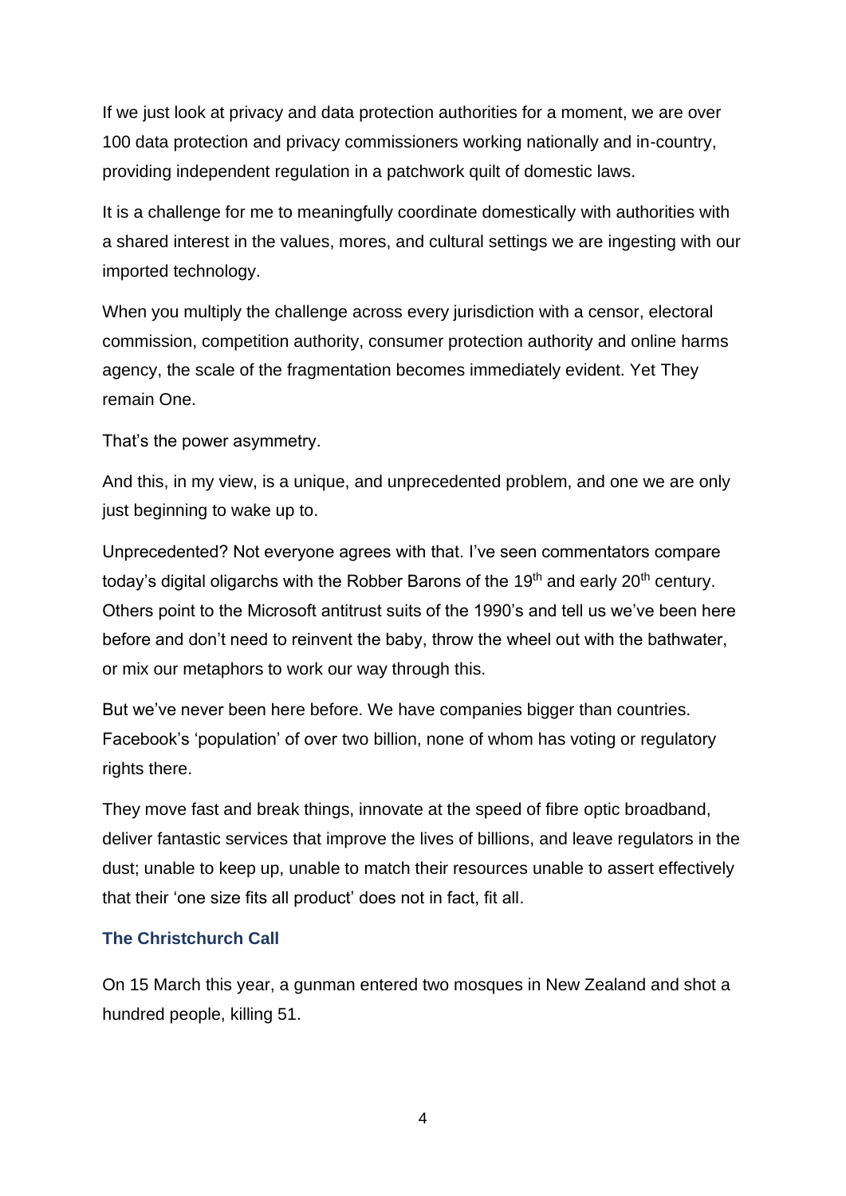If we just look at privacy and data protection authorities for a moment, we are over 100 data protection and privacy commissioners working nationally and in-country, providing independent regulation in a patchwork quilt of domestic laws.

It is a challenge for me to meaningfully coordinate domestically with authorities with a shared interest in the values, mores, and cultural settings we are ingesting with our imported technology.

When you multiply the challenge across every jurisdiction with a censor, electoral commission, competition authority, consumer protection authority and online harms agency, the scale of the fragmentation becomes immediately evident. Yet They remain One.

That's the power asymmetry.

And this, in my view, is a unique, and unprecedented problem, and one we are only just beginning to wake up to.

Unprecedented? Not everyone agrees with that. I've seen commentators compare today's digital oligarchs with the Robber Barons of the 19th and early 20th century. Others point to the Microsoft antitrust suits of the 1990's and tell us we've been here before and don't need to reinvent the baby, throw the wheel out with the bathwater, or mix our metaphors to work our way through this.

But we've never been here before. We have companies bigger than countries. Facebook's 'population' of over two billion, none of whom has voting or regulatory rights there.

They move fast and break things, innovate at the speed of fibre optic broadband, deliver fantastic services that improve the lives of billions, and leave regulators in the dust; unable to keep up, unable to match their resources unable to assert effectively that their 'one size fits all product' does not in fact, fit all.

### The Christchurch Call

On 15 March this year, a gunman entered two mosques in New Zealand and shot a hundred people, killing 51.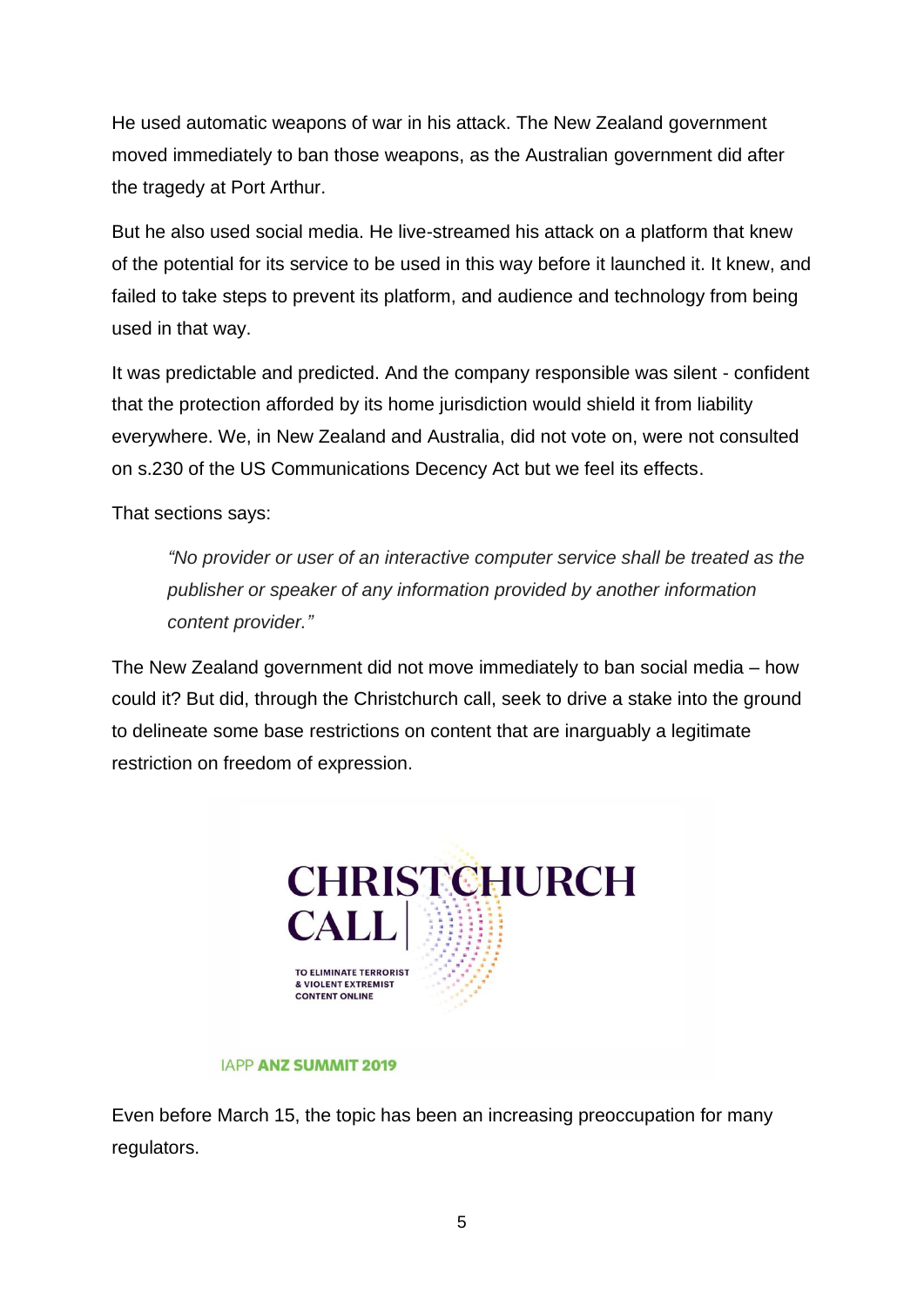He used automatic weapons of war in his attack. The New Zealand government moved immediately to ban those weapons, as the Australian government did after the tragedy at Port Arthur.

But he also used social media. He live-streamed his attack on a platform that knew of the potential for its service to be used in this way before it launched it. It knew, and failed to take steps to prevent its platform, and audience and technology from being used in that way.

It was predictable and predicted. And the company responsible was silent - confident that the protection afforded by its home jurisdiction would shield it from liability everywhere. We, in New Zealand and Australia, did not vote on, were not consulted on s.230 of the US Communications Decency Act but we feel its effects.

That sections says:

> *"No provider or user of an interactive computer service shall be treated as the publisher or speaker of any information provided by another information content provider."*

The New Zealand government did not move immediately to ban social media – how could it? But did, through the Christchurch call, seek to drive a stake into the ground to delineate some base restrictions on content that are inarguably a legitimate restriction on freedom of expression.

CHRISTCHURCH CALL | TO ELIMINATE TERRORIST & VIOLENT EXTREMIST CONTENT ONLINE

IAPP **ANZ SUMMIT 2019**

Even before March 15, the topic has been an increasing preoccupation for many regulators.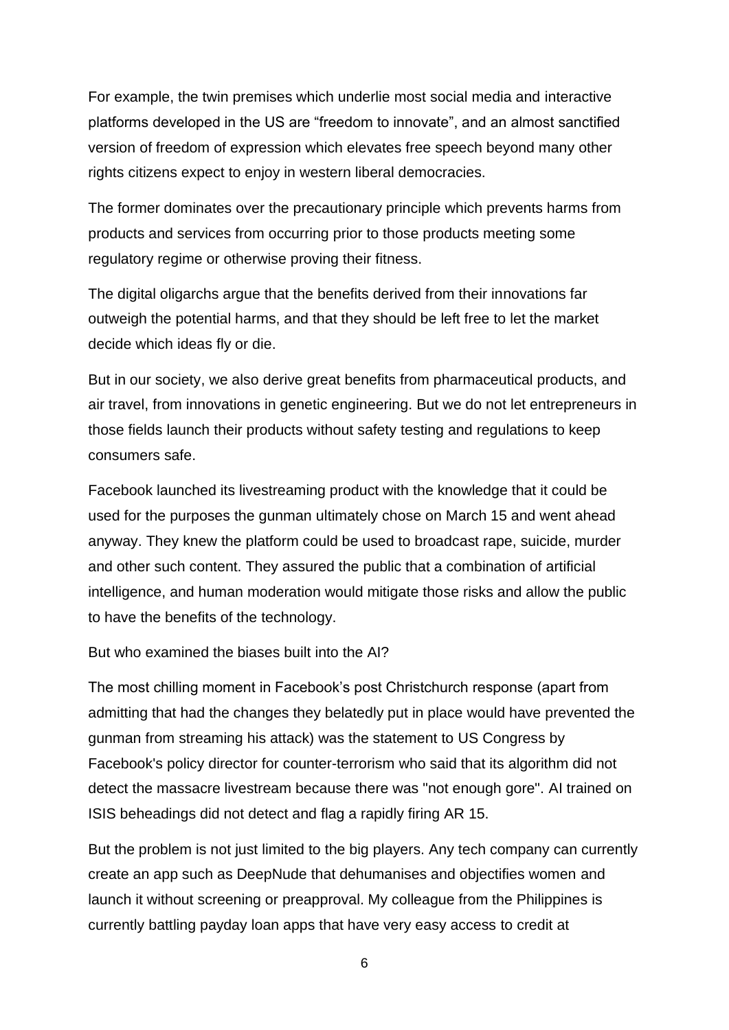For example, the twin premises which underlie most social media and interactive platforms developed in the US are "freedom to innovate", and an almost sanctified version of freedom of expression which elevates free speech beyond many other rights citizens expect to enjoy in western liberal democracies.

The former dominates over the precautionary principle which prevents harms from products and services from occurring prior to those products meeting some regulatory regime or otherwise proving their fitness.

The digital oligarchs argue that the benefits derived from their innovations far outweigh the potential harms, and that they should be left free to let the market decide which ideas fly or die.

But in our society, we also derive great benefits from pharmaceutical products, and air travel, from innovations in genetic engineering. But we do not let entrepreneurs in those fields launch their products without safety testing and regulations to keep consumers safe.

Facebook launched its livestreaming product with the knowledge that it could be used for the purposes the gunman ultimately chose on March 15 and went ahead anyway. They knew the platform could be used to broadcast rape, suicide, murder and other such content. They assured the public that a combination of artificial intelligence, and human moderation would mitigate those risks and allow the public to have the benefits of the technology.

But who examined the biases built into the AI?

The most chilling moment in Facebook's post Christchurch response (apart from admitting that had the changes they belatedly put in place would have prevented the gunman from streaming his attack) was the statement to US Congress by Facebook's policy director for counter-terrorism who said that its algorithm did not detect the massacre livestream because there was "not enough gore". AI trained on ISIS beheadings did not detect and flag a rapidly firing AR 15.

But the problem is not just limited to the big players. Any tech company can currently create an app such as DeepNude that dehumanises and objectifies women and launch it without screening or preapproval. My colleague from the Philippines is currently battling payday loan apps that have very easy access to credit at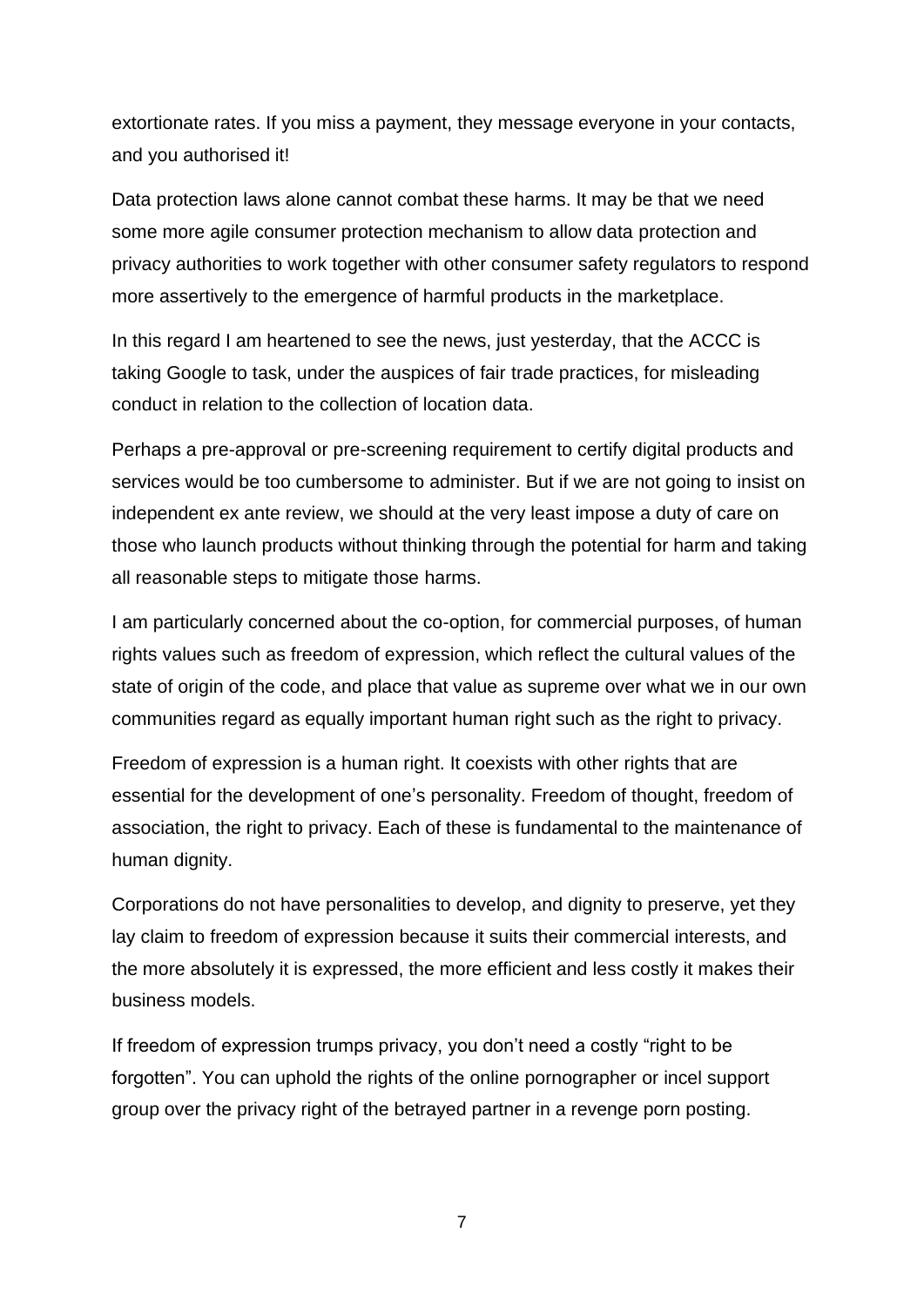extortionate rates. If you miss a payment, they message everyone in your contacts, and you authorised it!

Data protection laws alone cannot combat these harms. It may be that we need some more agile consumer protection mechanism to allow data protection and privacy authorities to work together with other consumer safety regulators to respond more assertively to the emergence of harmful products in the marketplace.

In this regard I am heartened to see the news, just yesterday, that the ACCC is taking Google to task, under the auspices of fair trade practices, for misleading conduct in relation to the collection of location data.

Perhaps a pre-approval or pre-screening requirement to certify digital products and services would be too cumbersome to administer. But if we are not going to insist on independent ex ante review, we should at the very least impose a duty of care on those who launch products without thinking through the potential for harm and taking all reasonable steps to mitigate those harms.

I am particularly concerned about the co-option, for commercial purposes, of human rights values such as freedom of expression, which reflect the cultural values of the state of origin of the code, and place that value as supreme over what we in our own communities regard as equally important human right such as the right to privacy.

Freedom of expression is a human right. It coexists with other rights that are essential for the development of one's personality. Freedom of thought, freedom of association, the right to privacy. Each of these is fundamental to the maintenance of human dignity.

Corporations do not have personalities to develop, and dignity to preserve, yet they lay claim to freedom of expression because it suits their commercial interests, and the more absolutely it is expressed, the more efficient and less costly it makes their business models.

If freedom of expression trumps privacy, you don't need a costly "right to be forgotten". You can uphold the rights of the online pornographer or incel support group over the privacy right of the betrayed partner in a revenge porn posting.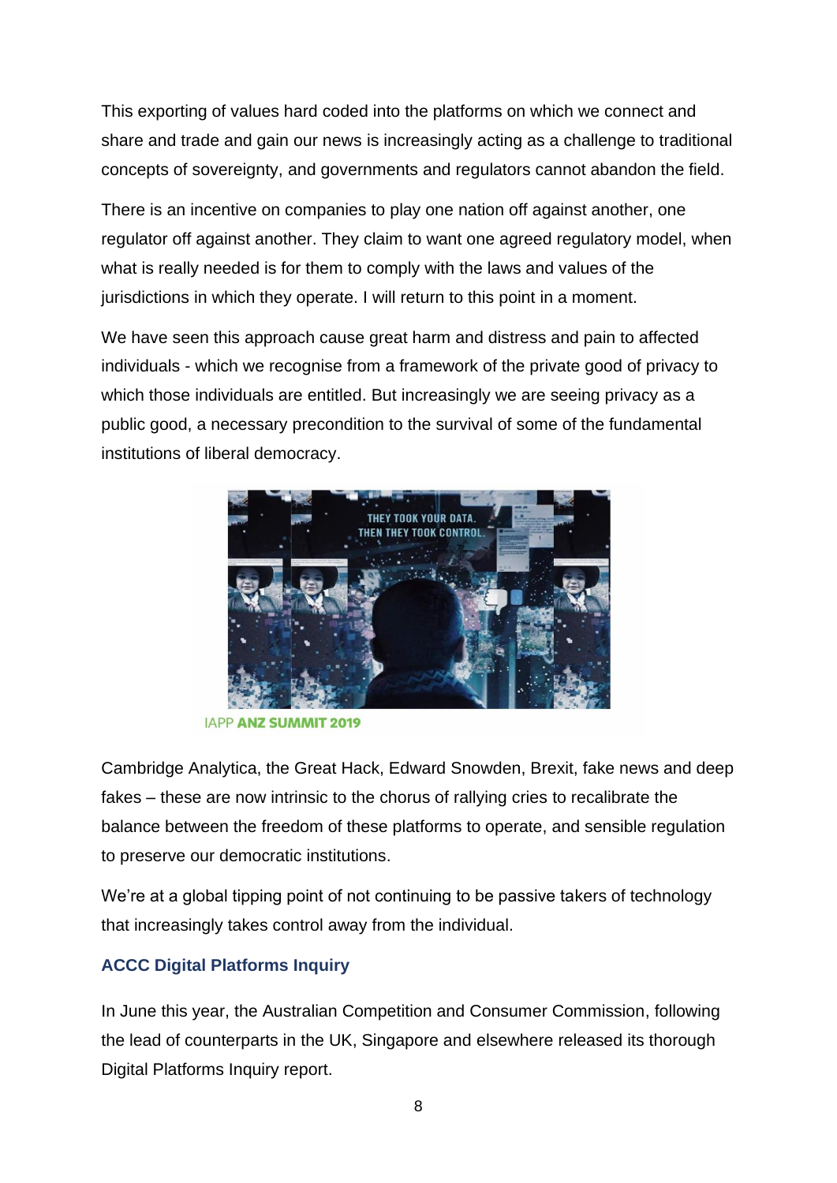This exporting of values hard coded into the platforms on which we connect and share and trade and gain our news is increasingly acting as a challenge to traditional concepts of sovereignty, and governments and regulators cannot abandon the field.

There is an incentive on companies to play one nation off against another, one regulator off against another. They claim to want one agreed regulatory model, when what is really needed is for them to comply with the laws and values of the jurisdictions in which they operate. I will return to this point in a moment.

We have seen this approach cause great harm and distress and pain to affected individuals - which we recognise from a framework of the private good of privacy to which those individuals are entitled. But increasingly we are seeing privacy as a public good, a necessary precondition to the survival of some of the fundamental institutions of liberal democracy.

Cambridge Analytica, the Great Hack, Edward Snowden, Brexit, fake news and deep fakes – these are now intrinsic to the chorus of rallying cries to recalibrate the balance between the freedom of these platforms to operate, and sensible regulation to preserve our democratic institutions.

We're at a global tipping point of not continuing to be passive takers of technology that increasingly takes control away from the individual.

### ACCC Digital Platforms Inquiry

In June this year, the Australian Competition and Consumer Commission, following the lead of counterparts in the UK, Singapore and elsewhere released its thorough Digital Platforms Inquiry report.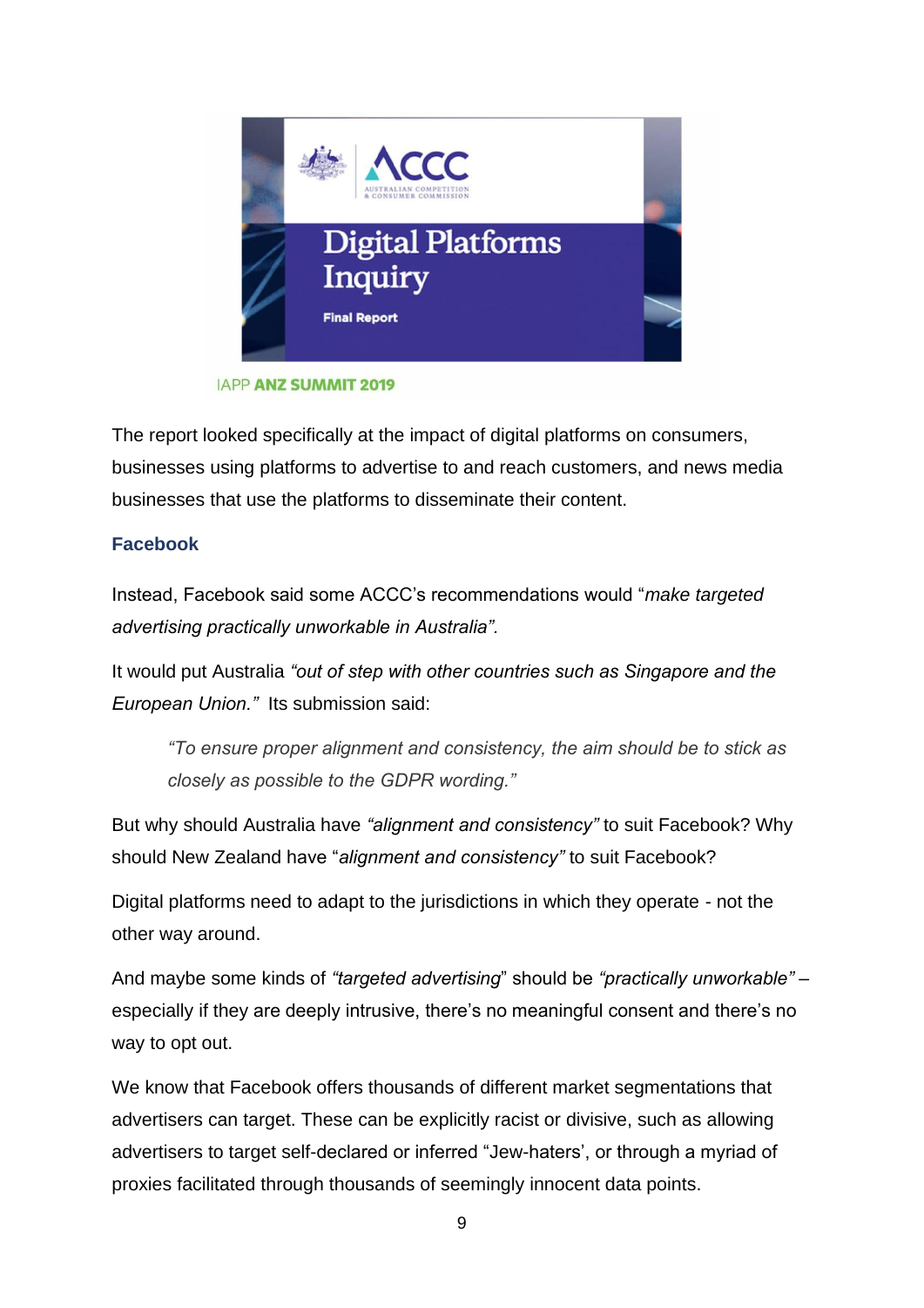The report looked specifically at the impact of digital platforms on consumers, businesses using platforms to advertise to and reach customers, and news media businesses that use the platforms to disseminate their content.

### Facebook

Instead, Facebook said some ACCC's recommendations would "*make targeted advertising practically unworkable in Australia".*

It would put Australia *"out of step with other countries such as Singapore and the European Union."* Its submission said:

> *"To ensure proper alignment and consistency, the aim should be to stick as closely as possible to the GDPR wording."*

But why should Australia have *"alignment and consistency"* to suit Facebook? Why should New Zealand have "*alignment and consistency"* to suit Facebook?

Digital platforms need to adapt to the jurisdictions in which they operate - not the other way around.

And maybe some kinds of *"targeted advertising*" should be *"practically unworkable"* – especially if they are deeply intrusive, there's no meaningful consent and there's no way to opt out.

We know that Facebook offers thousands of different market segmentations that advertisers can target. These can be explicitly racist or divisive, such as allowing advertisers to target self-declared or inferred "Jew-haters', or through a myriad of proxies facilitated through thousands of seemingly innocent data points.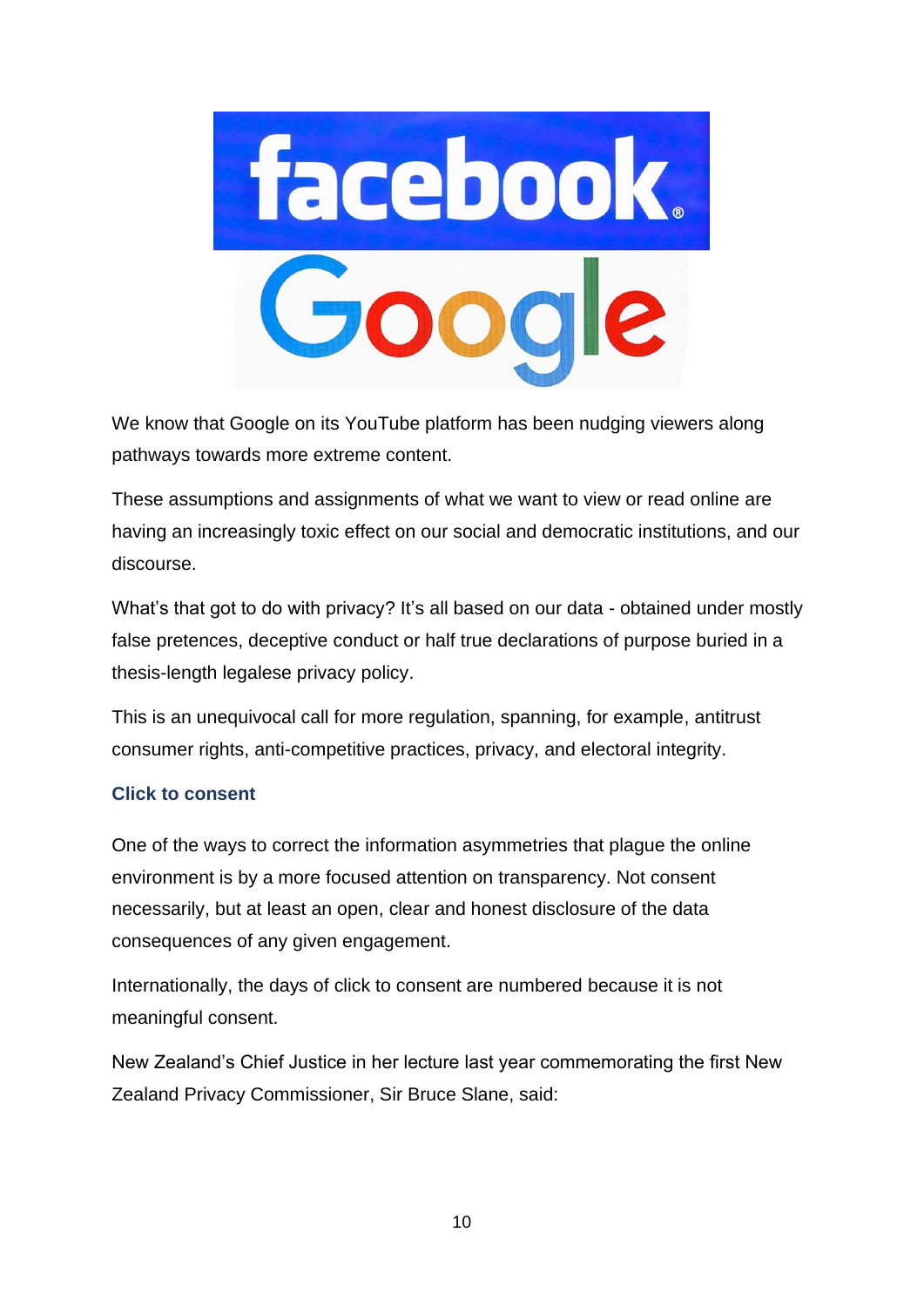We know that Google on its YouTube platform has been nudging viewers along pathways towards more extreme content.

These assumptions and assignments of what we want to view or read online are having an increasingly toxic effect on our social and democratic institutions, and our discourse.

What's that got to do with privacy? It's all based on our data - obtained under mostly false pretences, deceptive conduct or half true declarations of purpose buried in a thesis-length legalese privacy policy.

This is an unequivocal call for more regulation, spanning, for example, antitrust consumer rights, anti-competitive practices, privacy, and electoral integrity.

### Click to consent

One of the ways to correct the information asymmetries that plague the online environment is by a more focused attention on transparency. Not consent necessarily, but at least an open, clear and honest disclosure of the data consequences of any given engagement.

Internationally, the days of click to consent are numbered because it is not meaningful consent.

New Zealand's Chief Justice in her lecture last year commemorating the first New Zealand Privacy Commissioner, Sir Bruce Slane, said: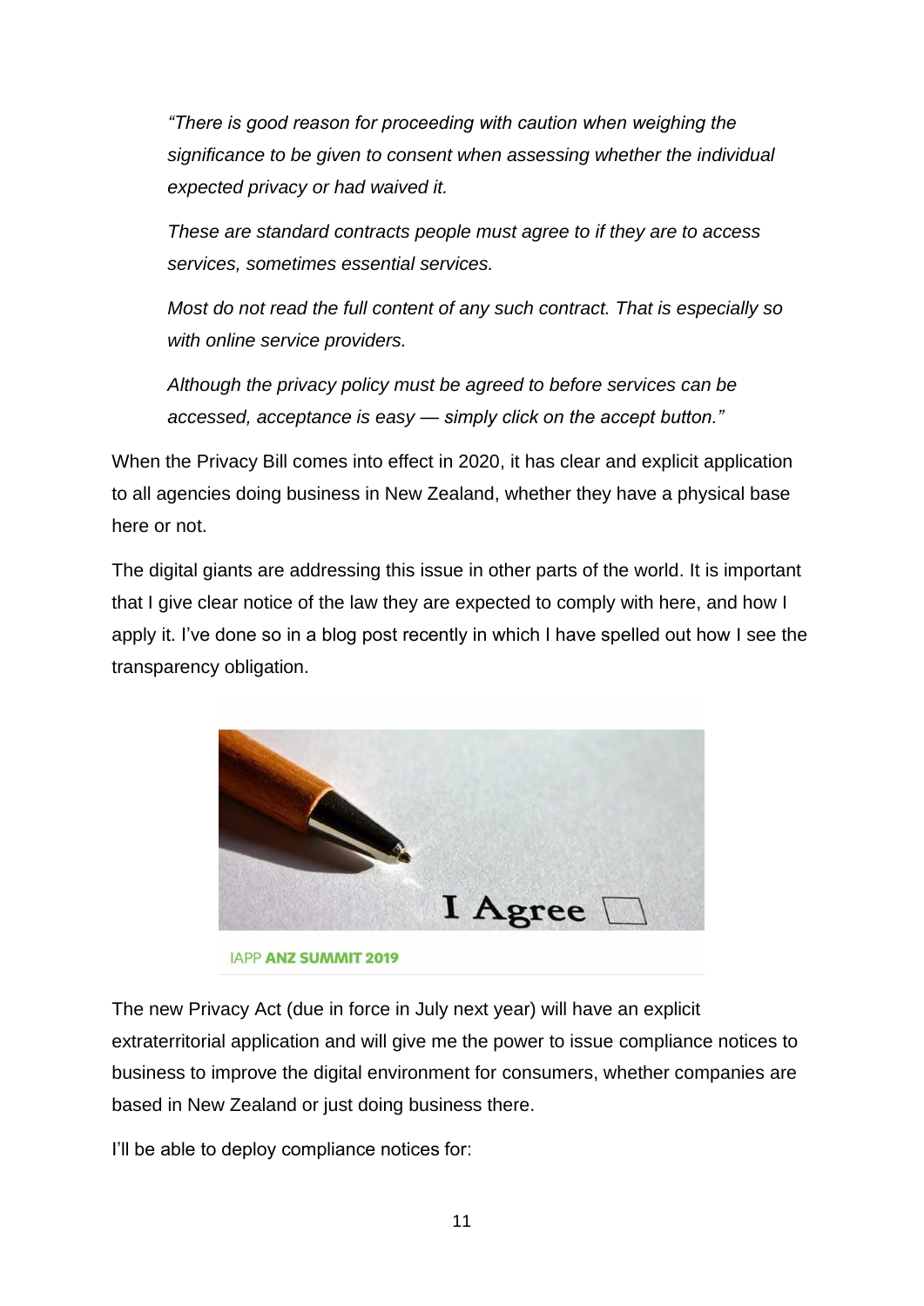*"There is good reason for proceeding with caution when weighing the significance to be given to consent when assessing whether the individual expected privacy or had waived it.*

*These are standard contracts people must agree to if they are to access services, sometimes essential services.*

*Most do not read the full content of any such contract. That is especially so with online service providers.*

*Although the privacy policy must be agreed to before services can be accessed, acceptance is easy — simply click on the accept button."*

When the Privacy Bill comes into effect in 2020, it has clear and explicit application to all agencies doing business in New Zealand, whether they have a physical base here or not.

The digital giants are addressing this issue in other parts of the world. It is important that I give clear notice of the law they are expected to comply with here, and how I apply it. I've done so in a blog post recently in which I have spelled out how I see the transparency obligation.

I Agree

IAPP **ANZ SUMMIT 2019**

The new Privacy Act (due in force in July next year) will have an explicit extraterritorial application and will give me the power to issue compliance notices to business to improve the digital environment for consumers, whether companies are based in New Zealand or just doing business there.

I'll be able to deploy compliance notices for: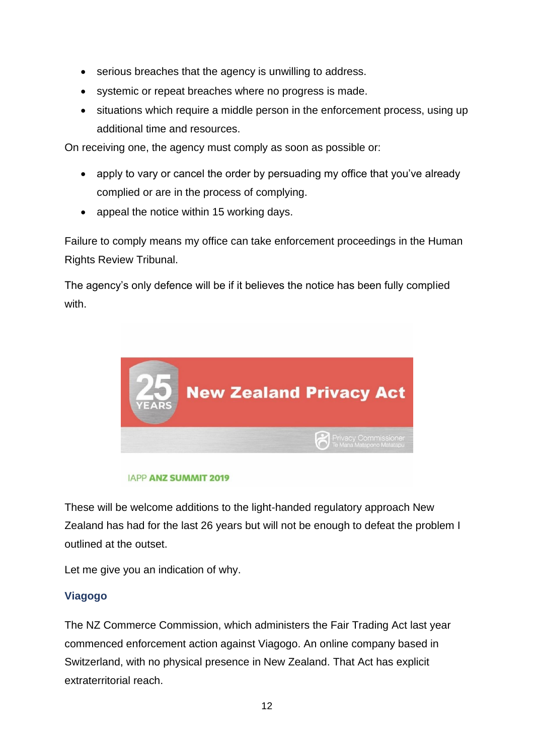- serious breaches that the agency is unwilling to address.
- systemic or repeat breaches where no progress is made.
- situations which require a middle person in the enforcement process, using up additional time and resources.

On receiving one, the agency must comply as soon as possible or:

- apply to vary or cancel the order by persuading my office that you've already complied or are in the process of complying.
- appeal the notice within 15 working days.

Failure to comply means my office can take enforcement proceedings in the Human Rights Review Tribunal.

The agency's only defence will be if it believes the notice has been fully complied with.

These will be welcome additions to the light-handed regulatory approach New Zealand has had for the last 26 years but will not be enough to defeat the problem I outlined at the outset.

Let me give you an indication of why.

### Viagogo

The NZ Commerce Commission, which administers the Fair Trading Act last year commenced enforcement action against Viagogo. An online company based in Switzerland, with no physical presence in New Zealand. That Act has explicit extraterritorial reach.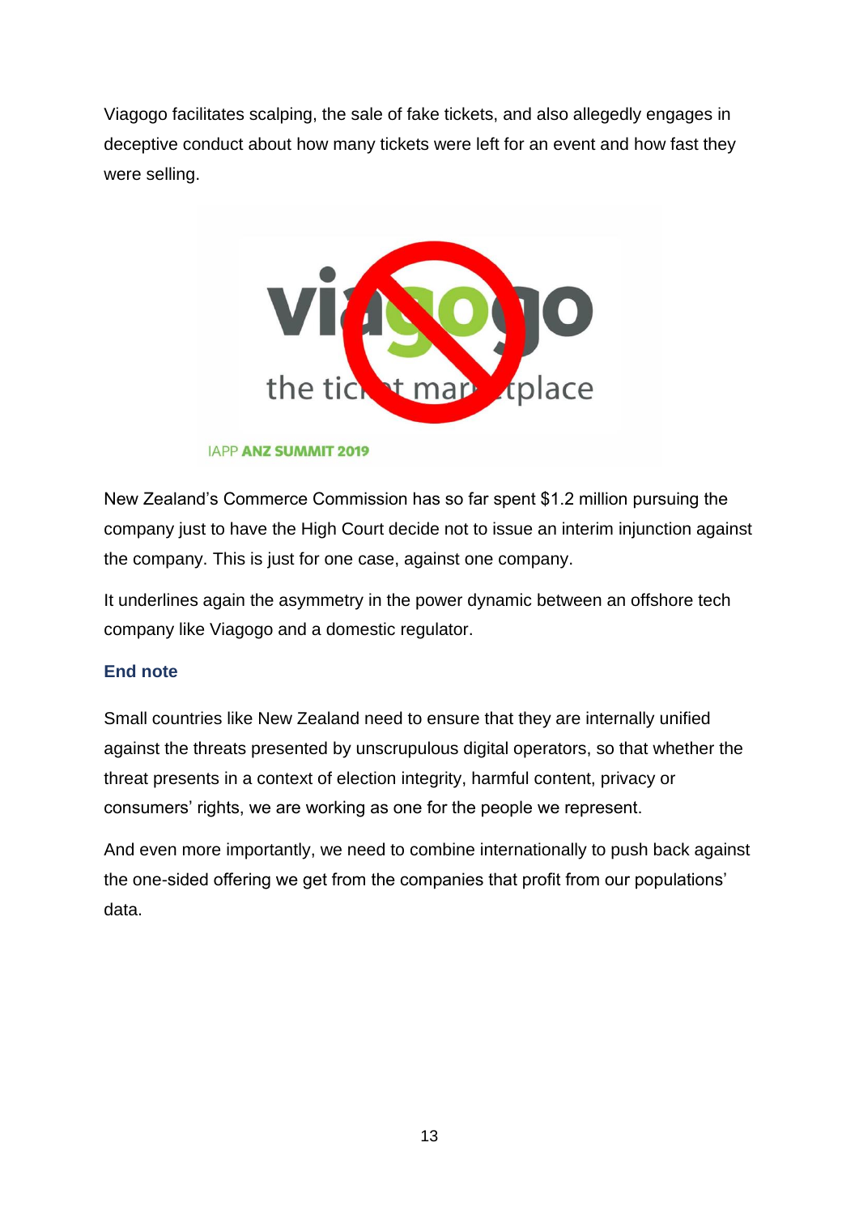Viagogo facilitates scalping, the sale of fake tickets, and also allegedly engages in deceptive conduct about how many tickets were left for an event and how fast they were selling.

New Zealand's Commerce Commission has so far spent $1.2 million pursuing the company just to have the High Court decide not to issue an interim injunction against the company. This is just for one case, against one company.

It underlines again the asymmetry in the power dynamic between an offshore tech company like Viagogo and a domestic regulator.

### End note

Small countries like New Zealand need to ensure that they are internally unified against the threats presented by unscrupulous digital operators, so that whether the threat presents in a context of election integrity, harmful content, privacy or consumers' rights, we are working as one for the people we represent.

And even more importantly, we need to combine internationally to push back against the one-sided offering we get from the companies that profit from our populations' data.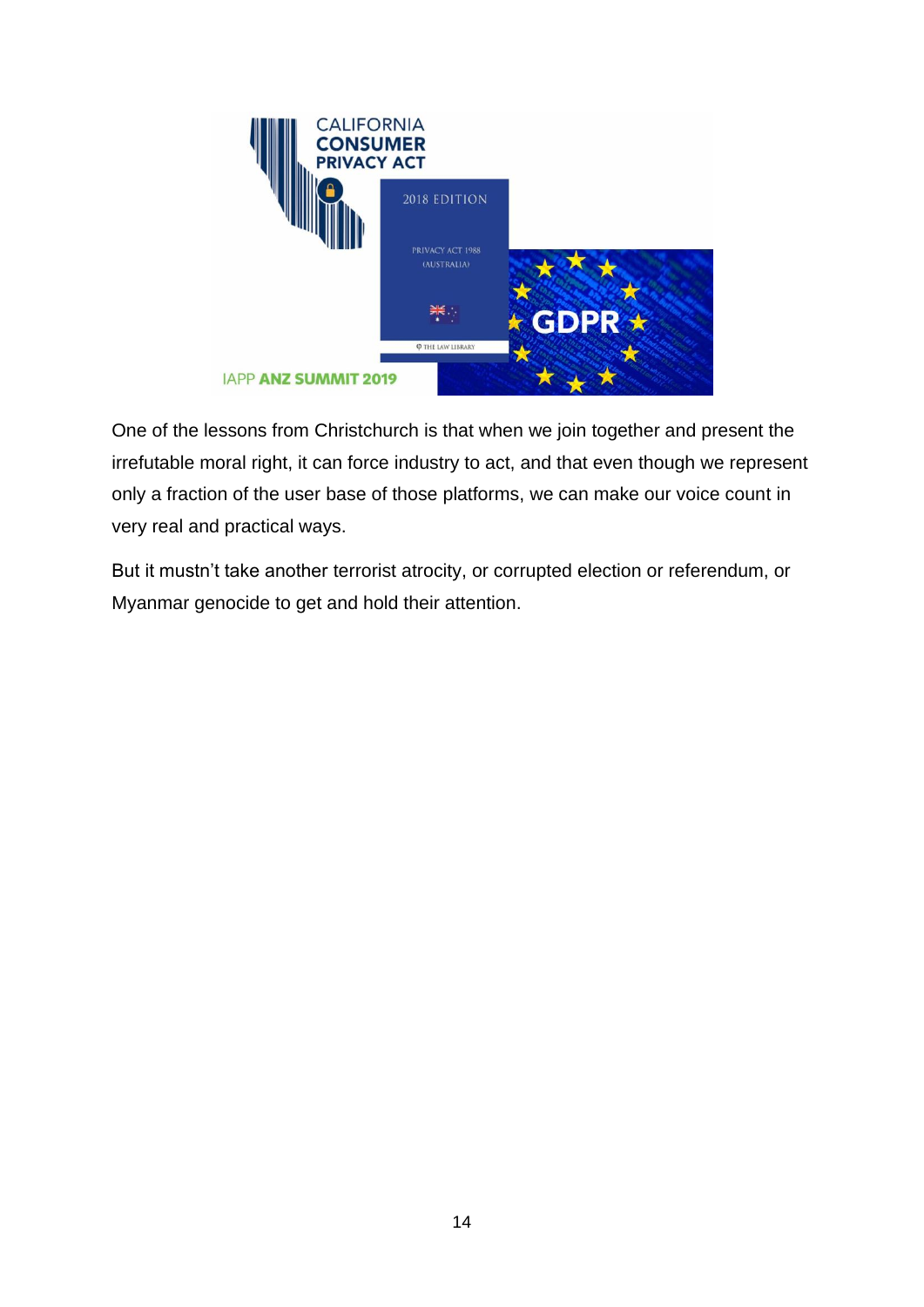One of the lessons from Christchurch is that when we join together and present the irrefutable moral right, it can force industry to act, and that even though we represent only a fraction of the user base of those platforms, we can make our voice count in very real and practical ways.

But it mustn't take another terrorist atrocity, or corrupted election or referendum, or Myanmar genocide to get and hold their attention.